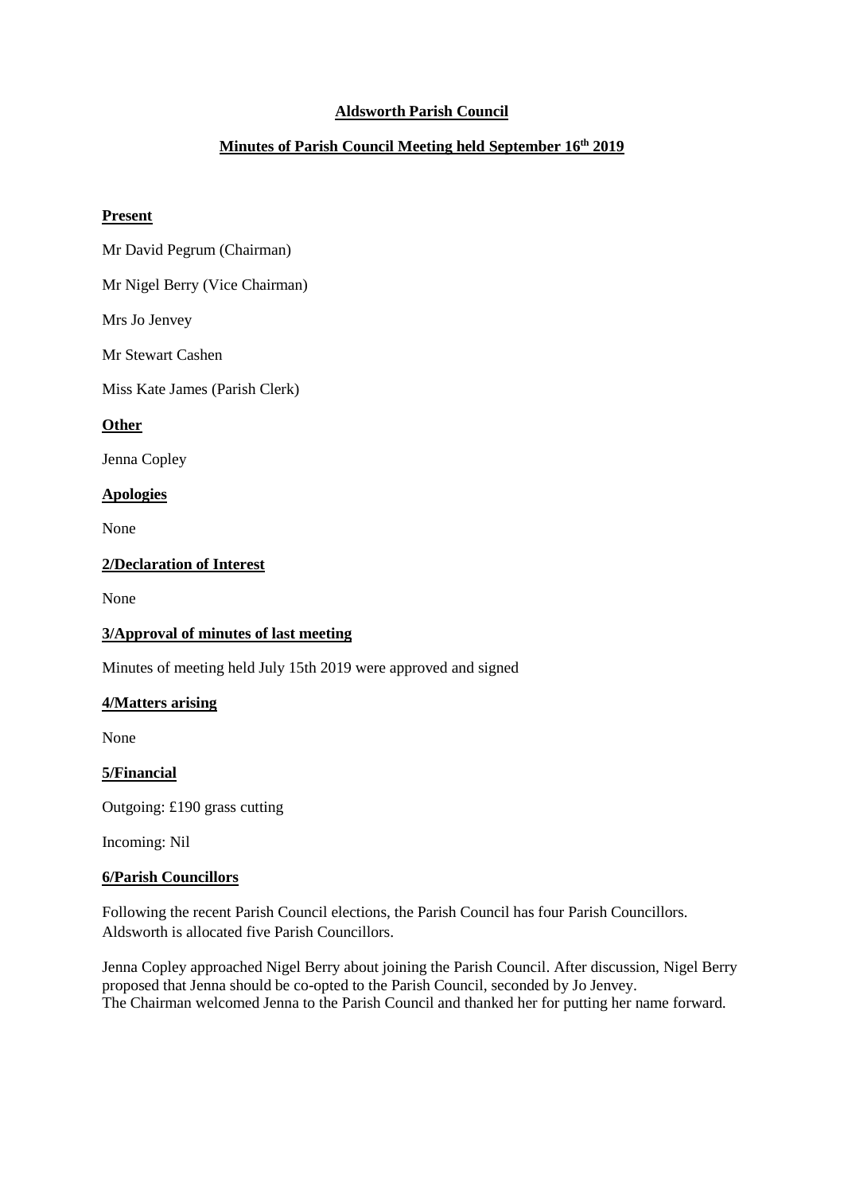# Aldsworth Parish Council

## Minutes of Parish Council Meeting held September 16th 2019

### Present

Mr David Pegrum (Chairman)

Mr Nigel Berry (Vice Chairman)

Mrs Jo Jenvey

Mr Stewart Cashen

Miss Kate James (Parish Clerk)

### Other

Jenna Copley

### Apologies

None

### 2/Declaration of Interest

None

### 3/Approval of minutes of last meeting

Minutes of meeting held July 15th 2019 were approved and signed

### 4/Matters arising

None

### 5/Financial

Outgoing: £190 grass cutting

Incoming: Nil

### 6/Parish Councillors

Following the recent Parish Council elections, the Parish Council has four Parish Councillors. Aldsworth is allocated five Parish Councillors.

Jenna Copley approached Nigel Berry about joining the Parish Council. After discussion, Nigel Berry proposed that Jenna should be co-opted to the Parish Council, seconded by Jo Jenvey. The Chairman welcomed Jenna to the Parish Council and thanked her for putting her name forward.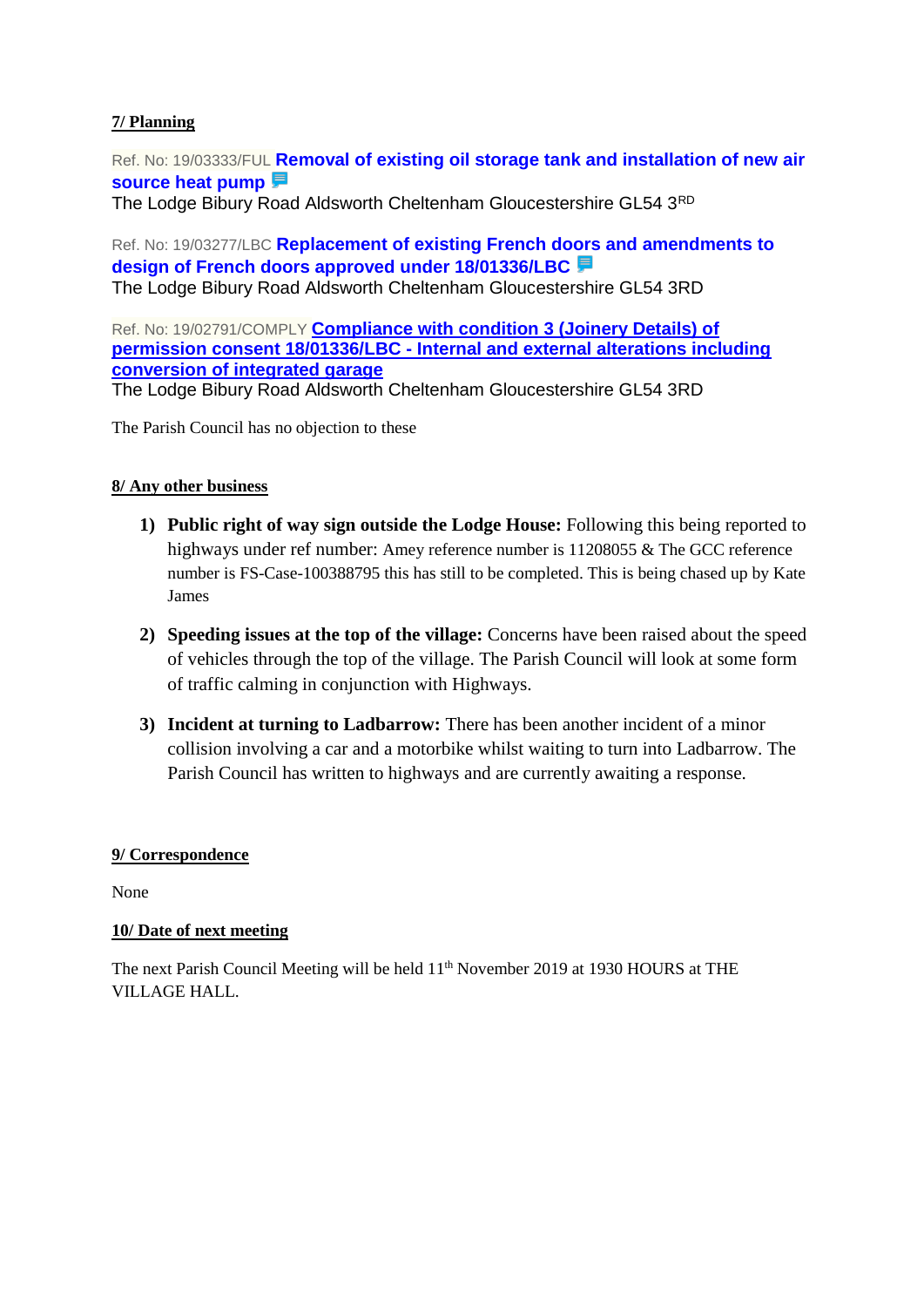**7/ Planning**

Ref. No: 19/03333/FUL **Removal of existing oil storage tank and installation of new air source heat pump**
The Lodge Bibury Road Aldsworth Cheltenham Gloucestershire GL54 3RD

Ref. No: 19/03277/LBC **Replacement of existing French doors and amendments to design of French doors approved under 18/01336/LBC**
The Lodge Bibury Road Aldsworth Cheltenham Gloucestershire GL54 3RD

Ref. No: 19/02791/COMPLY **Compliance with condition 3 (Joinery Details) of permission consent 18/01336/LBC - Internal and external alterations including conversion of integrated garage**
The Lodge Bibury Road Aldsworth Cheltenham Gloucestershire GL54 3RD

The Parish Council has no objection to these

**8/ Any other business**

1) **Public right of way sign outside the Lodge House:** Following this being reported to highways under ref number: Amey reference number is 11208055 & The GCC reference number is FS-Case-100388795 this has still to be completed. This is being chased up by Kate James

2) **Speeding issues at the top of the village:** Concerns have been raised about the speed of vehicles through the top of the village. The Parish Council will look at some form of traffic calming in conjunction with Highways.

3) **Incident at turning to Ladbarrow:** There has been another incident of a minor collision involving a car and a motorbike whilst waiting to turn into Ladbarrow. The Parish Council has written to highways and are currently awaiting a response.

**9/ Correspondence**

None

**10/ Date of next meeting**

The next Parish Council Meeting will be held 11th November 2019 at 1930 HOURS at THE VILLAGE HALL.